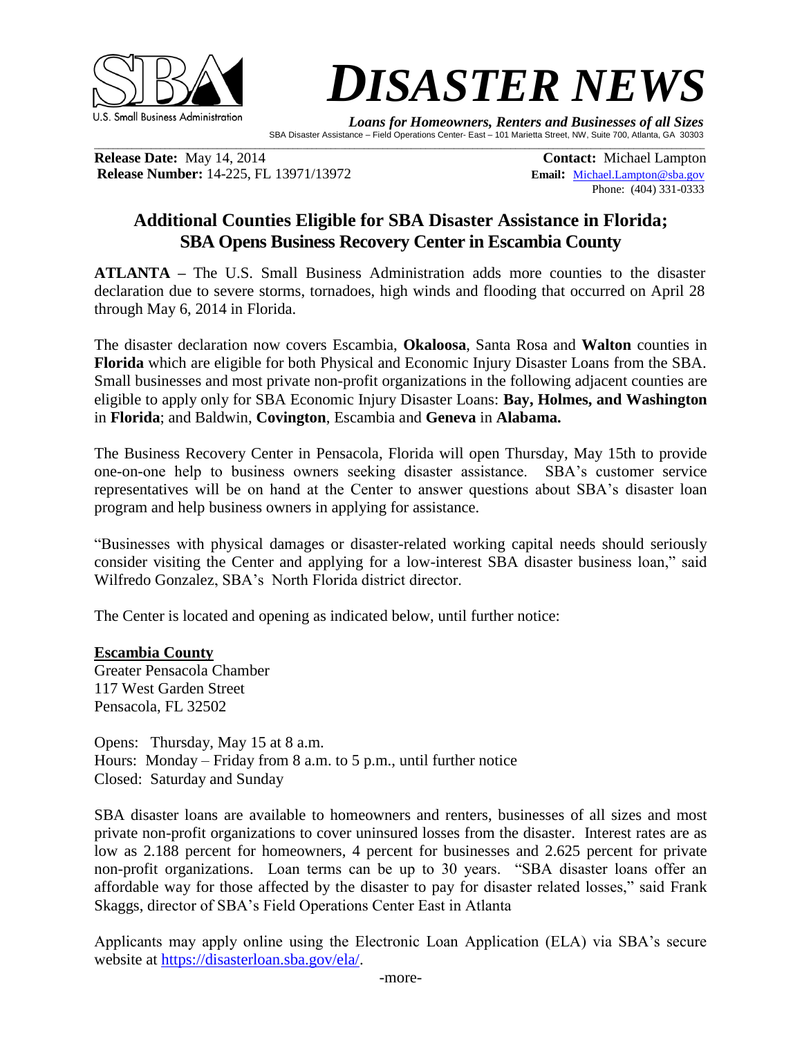U.S. Small Business Administration

# DISASTER NEWS

***Loans for Homeowners, Renters and Businesses of all Sizes***

SBA Disaster Assistance – Field Operations Center- East – 101 Marietta Street, NW, Suite 700, Atlanta, GA 30303

**Release Date:** May 14, 2014
**Release Number:** 14-225, FL 13971/13972

**Contact:** Michael Lampton
**Email:** Michael.Lampton@sba.gov
Phone: (404) 331-0333

## Additional Counties Eligible for SBA Disaster Assistance in Florida; SBA Opens Business Recovery Center in Escambia County

**ATLANTA** – The U.S. Small Business Administration adds more counties to the disaster declaration due to severe storms, tornadoes, high winds and flooding that occurred on April 28 through May 6, 2014 in Florida.

The disaster declaration now covers Escambia, **Okaloosa**, Santa Rosa and **Walton** counties in **Florida** which are eligible for both Physical and Economic Injury Disaster Loans from the SBA. Small businesses and most private non-profit organizations in the following adjacent counties are eligible to apply only for SBA Economic Injury Disaster Loans: **Bay, Holmes, and Washington** in **Florida**; and Baldwin, **Covington**, Escambia and **Geneva** in **Alabama.**

The Business Recovery Center in Pensacola, Florida will open Thursday, May 15th to provide one-on-one help to business owners seeking disaster assistance. SBA's customer service representatives will be on hand at the Center to answer questions about SBA's disaster loan program and help business owners in applying for assistance.

"Businesses with physical damages or disaster-related working capital needs should seriously consider visiting the Center and applying for a low-interest SBA disaster business loan," said Wilfredo Gonzalez, SBA's North Florida district director.

The Center is located and opening as indicated below, until further notice:

**Escambia County**
Greater Pensacola Chamber
117 West Garden Street
Pensacola, FL 32502

Opens: Thursday, May 15 at 8 a.m.
Hours: Monday – Friday from 8 a.m. to 5 p.m., until further notice
Closed: Saturday and Sunday

SBA disaster loans are available to homeowners and renters, businesses of all sizes and most private non-profit organizations to cover uninsured losses from the disaster. Interest rates are as low as 2.188 percent for homeowners, 4 percent for businesses and 2.625 percent for private non-profit organizations. Loan terms can be up to 30 years. "SBA disaster loans offer an affordable way for those affected by the disaster to pay for disaster related losses," said Frank Skaggs, director of SBA's Field Operations Center East in Atlanta

Applicants may apply online using the Electronic Loan Application (ELA) via SBA's secure website at https://disasterloan.sba.gov/ela/.

-more-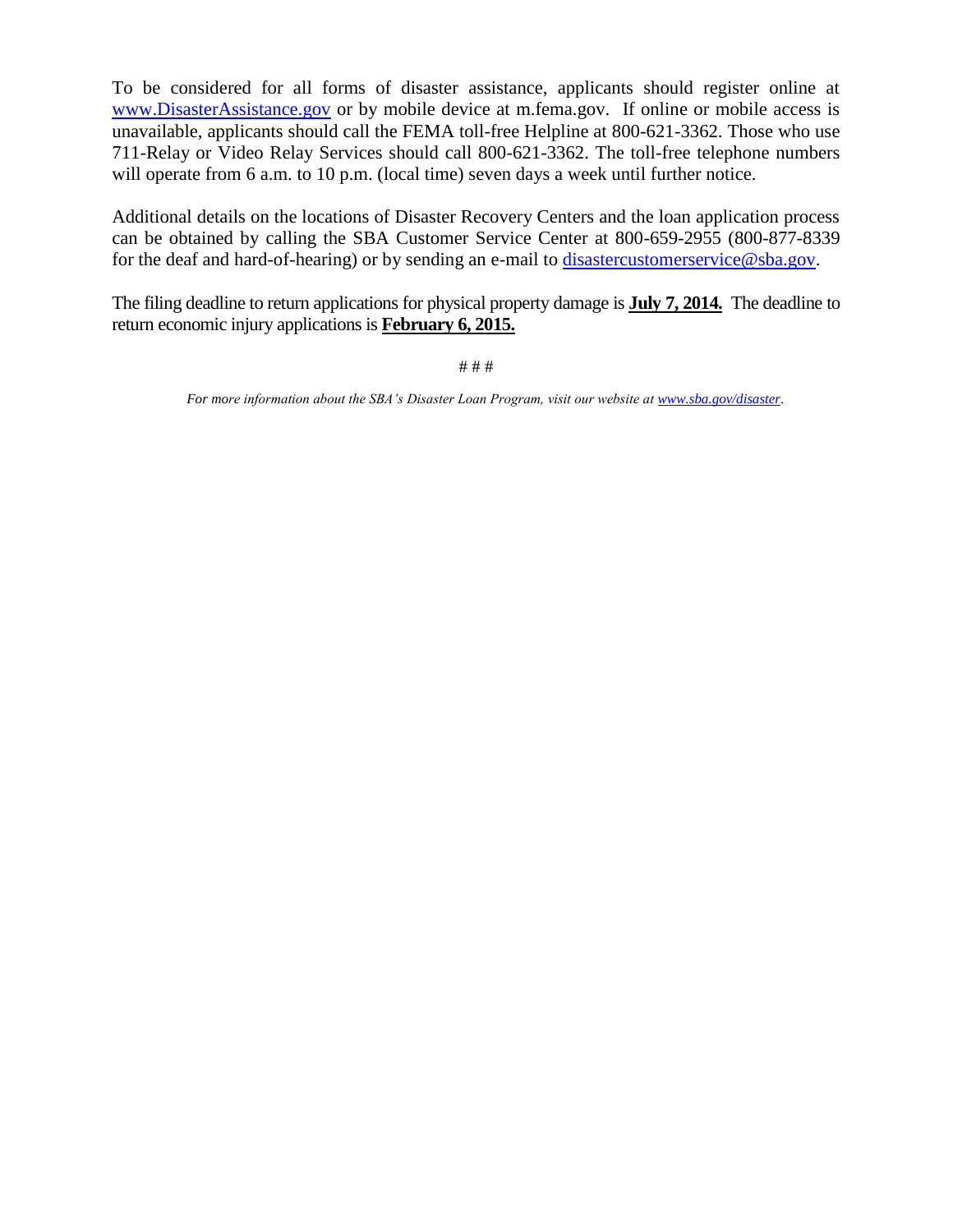To be considered for all forms of disaster assistance, applicants should register online at www.DisasterAssistance.gov or by mobile device at m.fema.gov. If online or mobile access is unavailable, applicants should call the FEMA toll-free Helpline at 800-621-3362. Those who use 711-Relay or Video Relay Services should call 800-621-3362. The toll-free telephone numbers will operate from 6 a.m. to 10 p.m. (local time) seven days a week until further notice.

Additional details on the locations of Disaster Recovery Centers and the loan application process can be obtained by calling the SBA Customer Service Center at 800-659-2955 (800-877-8339 for the deaf and hard-of-hearing) or by sending an e-mail to disastercustomerservice@sba.gov.

The filing deadline to return applications for physical property damage is **July 7, 2014.** The deadline to return economic injury applications is **February 6, 2015.**

# # #

*For more information about the SBA's Disaster Loan Program, visit our website at www.sba.gov/disaster.*